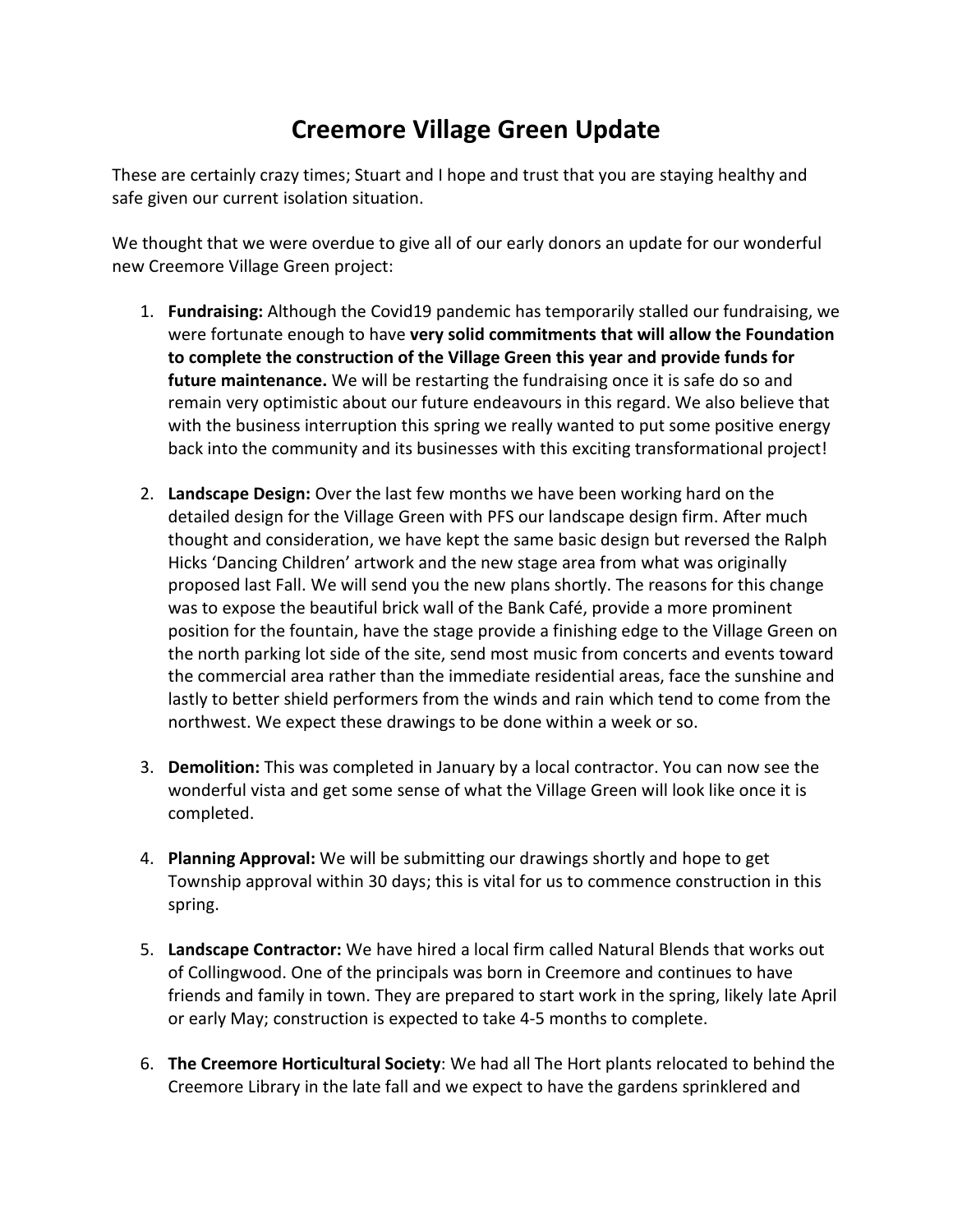# Creemore Village Green Update

These are certainly crazy times; Stuart and I hope and trust that you are staying healthy and safe given our current isolation situation.

We thought that we were overdue to give all of our early donors an update for our wonderful new Creemore Village Green project:

1. **Fundraising:** Although the Covid19 pandemic has temporarily stalled our fundraising, we were fortunate enough to have **very solid commitments that will allow the Foundation to complete the construction of the Village Green this year and provide funds for future maintenance.** We will be restarting the fundraising once it is safe do so and remain very optimistic about our future endeavours in this regard. We also believe that with the business interruption this spring we really wanted to put some positive energy back into the community and its businesses with this exciting transformational project!

2. **Landscape Design:** Over the last few months we have been working hard on the detailed design for the Village Green with PFS our landscape design firm. After much thought and consideration, we have kept the same basic design but reversed the Ralph Hicks 'Dancing Children' artwork and the new stage area from what was originally proposed last Fall. We will send you the new plans shortly. The reasons for this change was to expose the beautiful brick wall of the Bank Café, provide a more prominent position for the fountain, have the stage provide a finishing edge to the Village Green on the north parking lot side of the site, send most music from concerts and events toward the commercial area rather than the immediate residential areas, face the sunshine and lastly to better shield performers from the winds and rain which tend to come from the northwest. We expect these drawings to be done within a week or so.

3. **Demolition:** This was completed in January by a local contractor. You can now see the wonderful vista and get some sense of what the Village Green will look like once it is completed.

4. **Planning Approval:** We will be submitting our drawings shortly and hope to get Township approval within 30 days; this is vital for us to commence construction in this spring.

5. **Landscape Contractor:** We have hired a local firm called Natural Blends that works out of Collingwood. One of the principals was born in Creemore and continues to have friends and family in town. They are prepared to start work in the spring, likely late April or early May; construction is expected to take 4-5 months to complete.

6. **The Creemore Horticultural Society**: We had all The Hort plants relocated to behind the Creemore Library in the late fall and we expect to have the gardens sprinklered and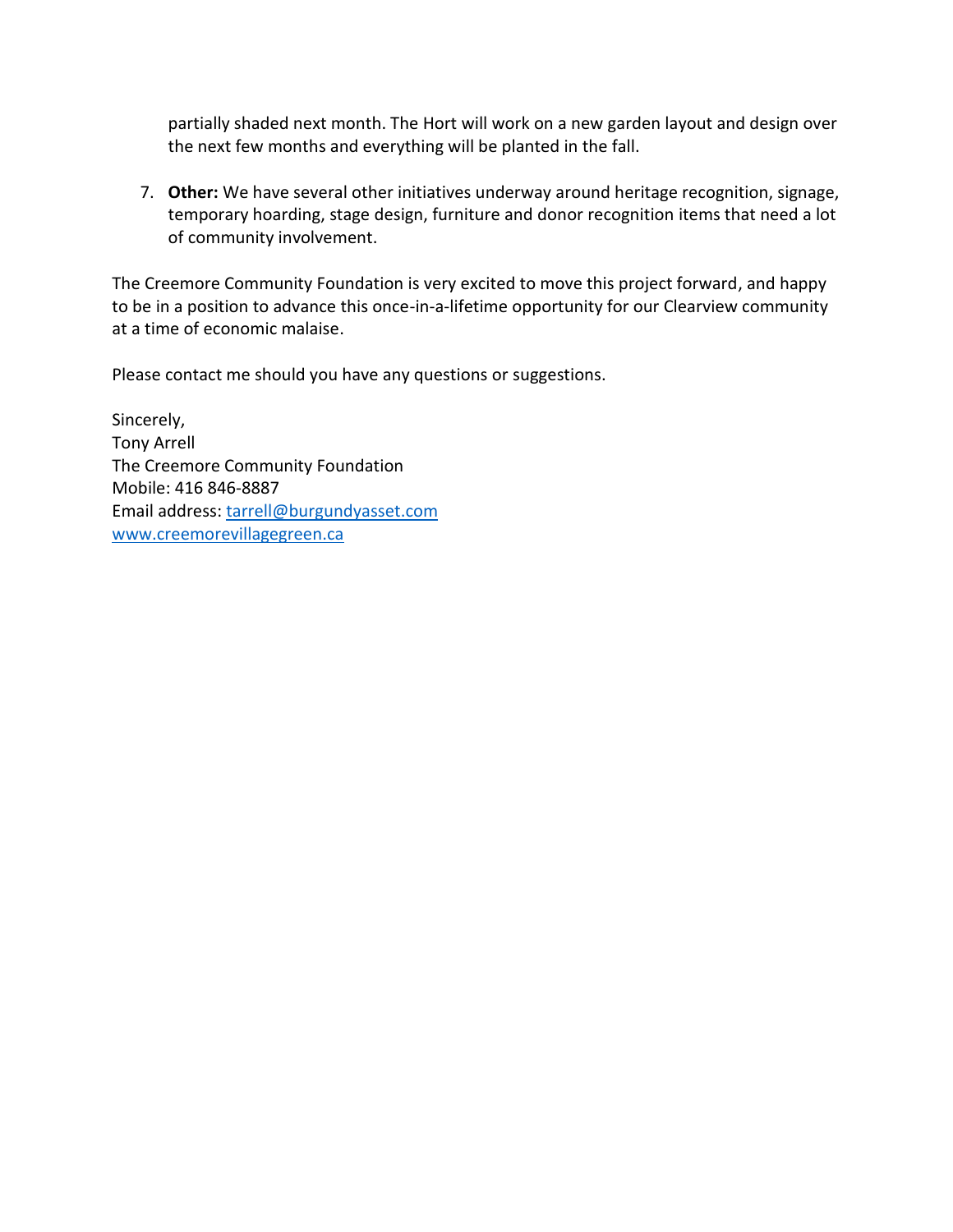partially shaded next month. The Hort will work on a new garden layout and design over the next few months and everything will be planted in the fall.

7. **Other:** We have several other initiatives underway around heritage recognition, signage, temporary hoarding, stage design, furniture and donor recognition items that need a lot of community involvement.

The Creemore Community Foundation is very excited to move this project forward, and happy to be in a position to advance this once-in-a-lifetime opportunity for our Clearview community at a time of economic malaise.

Please contact me should you have any questions or suggestions.

Sincerely,
Tony Arrell
The Creemore Community Foundation
Mobile: 416 846-8887
Email address: tarrell@burgundyasset.com
www.creemorevillagegreen.ca